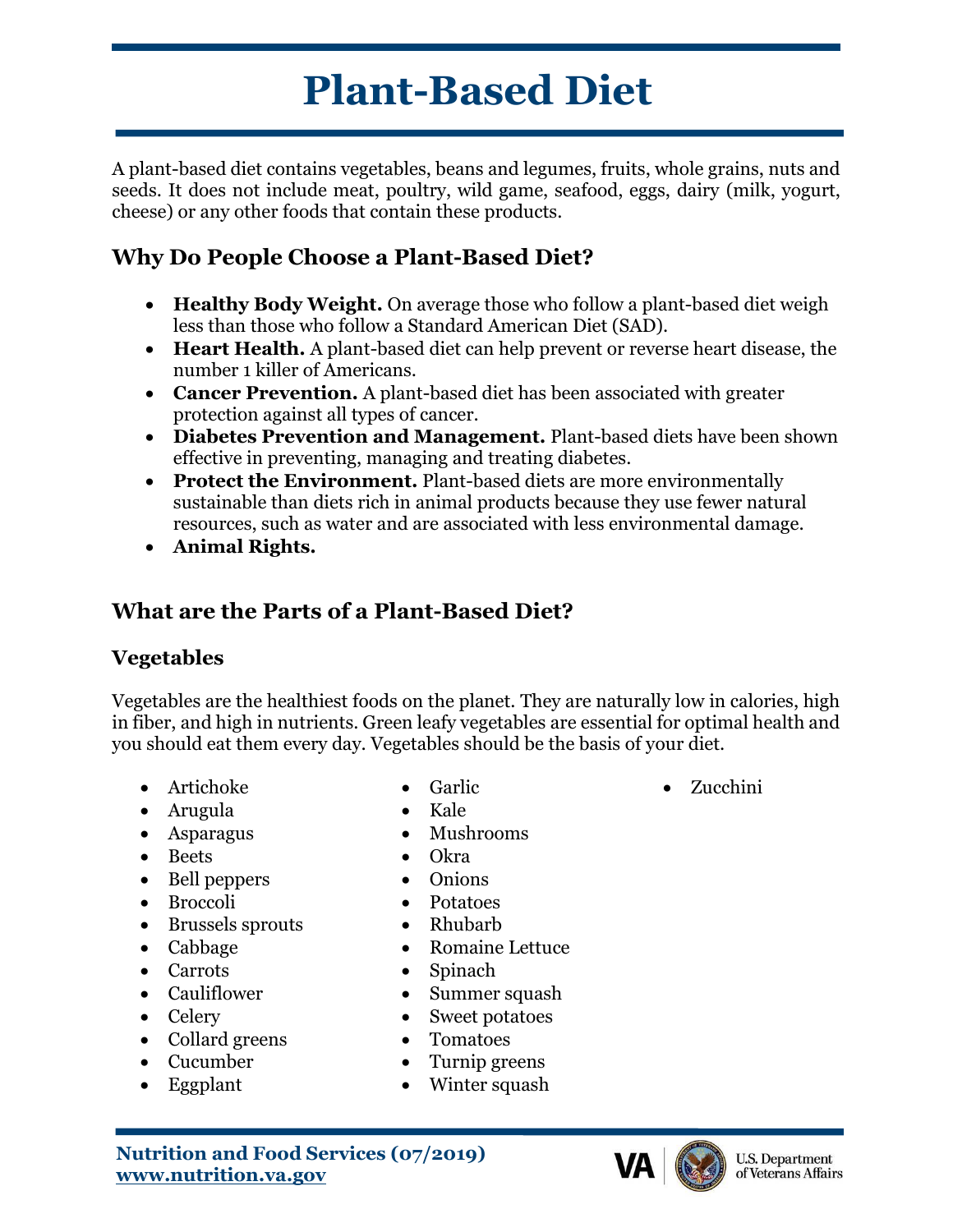# Plant-Based Diet

A plant-based diet contains vegetables, beans and legumes, fruits, whole grains, nuts and seeds. It does not include meat, poultry, wild game, seafood, eggs, dairy (milk, yogurt, cheese) or any other foods that contain these products.

## Why Do People Choose a Plant-Based Diet?

- **Healthy Body Weight.** On average those who follow a plant-based diet weigh less than those who follow a Standard American Diet (SAD).
- **Heart Health.** A plant-based diet can help prevent or reverse heart disease, the number 1 killer of Americans.
- **Cancer Prevention.** A plant-based diet has been associated with greater protection against all types of cancer.
- **Diabetes Prevention and Management.** Plant-based diets have been shown effective in preventing, managing and treating diabetes.
- **Protect the Environment.** Plant-based diets are more environmentally sustainable than diets rich in animal products because they use fewer natural resources, such as water and are associated with less environmental damage.
- **Animal Rights.**

## What are the Parts of a Plant-Based Diet?

### Vegetables

Vegetables are the healthiest foods on the planet. They are naturally low in calories, high in fiber, and high in nutrients. Green leafy vegetables are essential for optimal health and you should eat them every day. Vegetables should be the basis of your diet.

- Artichoke
- Arugula
- Asparagus
- Beets
- Bell peppers
- Broccoli
- Brussels sprouts
- Cabbage
- Carrots
- Cauliflower
- Celery
- Collard greens
- Cucumber
- Eggplant
- Garlic
- Kale
- Mushrooms
- Okra
- Onions
- Potatoes
- Rhubarb
- Romaine Lettuce
- Spinach
- Summer squash
- Sweet potatoes
- Tomatoes
- Turnip greens
- Winter squash
- Zucchini

**Nutrition and Food Services (07/2019)**
**www.nutrition.va.gov**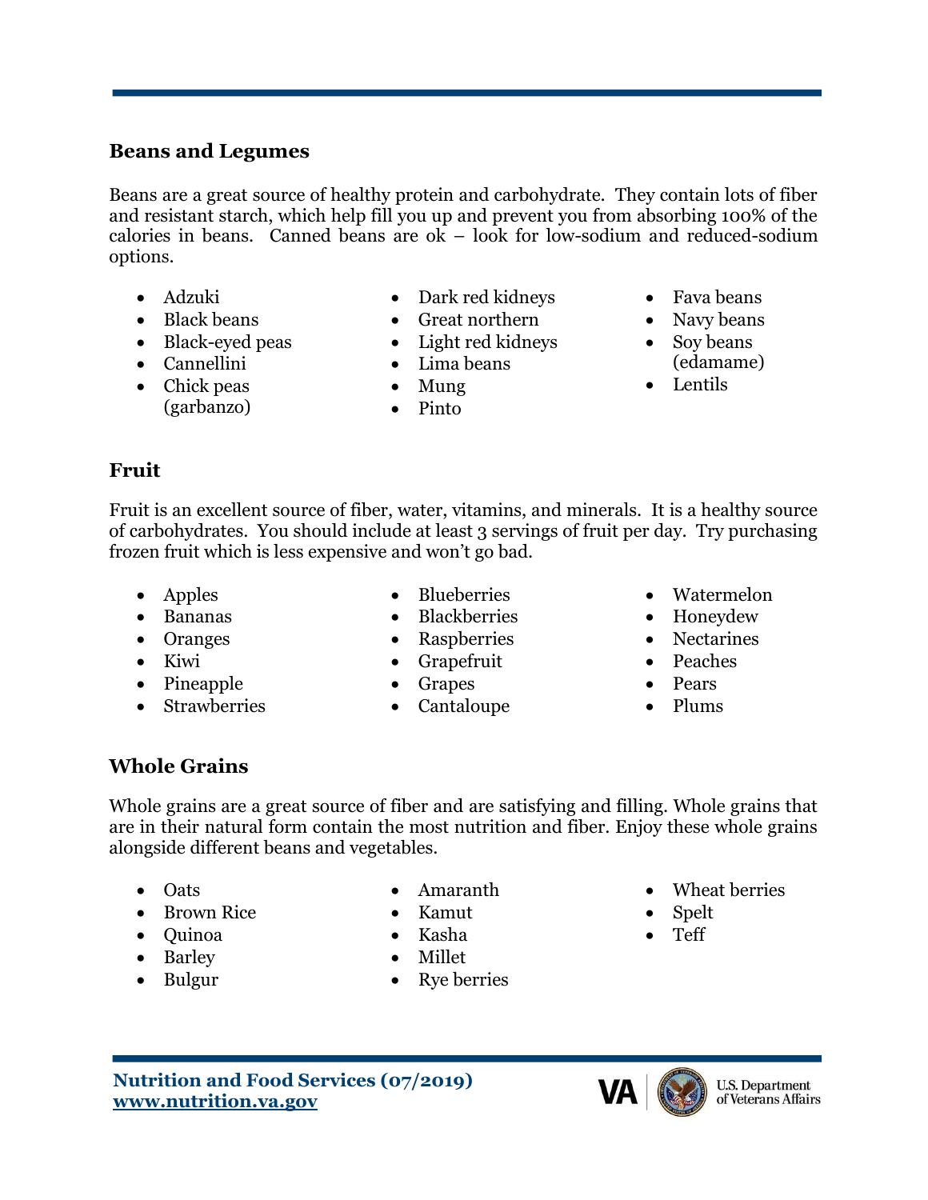## Beans and Legumes

Beans are a great source of healthy protein and carbohydrate. They contain lots of fiber and resistant starch, which help fill you up and prevent you from absorbing 100% of the calories in beans. Canned beans are ok – look for low-sodium and reduced-sodium options.

- Adzuki
- Black beans
- Black-eyed peas
- Cannellini
- Chick peas (garbanzo)
- Dark red kidneys
- Great northern
- Light red kidneys
- Lima beans
- Mung
- Pinto
- Fava beans
- Navy beans
- Soy beans (edamame)
- Lentils

## Fruit

Fruit is an excellent source of fiber, water, vitamins, and minerals. It is a healthy source of carbohydrates. You should include at least 3 servings of fruit per day. Try purchasing frozen fruit which is less expensive and won't go bad.

- Apples
- Bananas
- Oranges
- Kiwi
- Pineapple
- Strawberries
- Blueberries
- Blackberries
- Raspberries
- Grapefruit
- Grapes
- Cantaloupe
- Watermelon
- Honeydew
- Nectarines
- Peaches
- Pears
- Plums

## Whole Grains

Whole grains are a great source of fiber and are satisfying and filling. Whole grains that are in their natural form contain the most nutrition and fiber. Enjoy these whole grains alongside different beans and vegetables.

- Oats
- Brown Rice
- Quinoa
- Barley
- Bulgur
- Amaranth
- Kamut
- Kasha
- Millet
- Rye berries
- Wheat berries
- Spelt
- Teff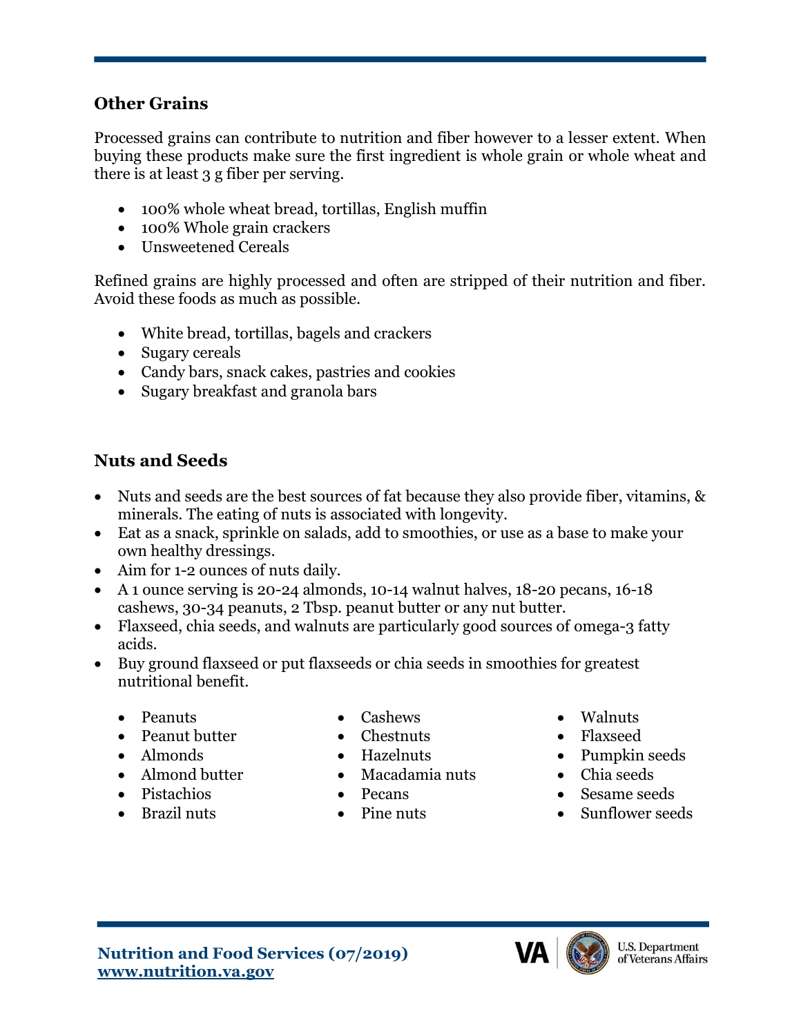## Other Grains

Processed grains can contribute to nutrition and fiber however to a lesser extent. When buying these products make sure the first ingredient is whole grain or whole wheat and there is at least 3 g fiber per serving.

- 100% whole wheat bread, tortillas, English muffin
- 100% Whole grain crackers
- Unsweetened Cereals

Refined grains are highly processed and often are stripped of their nutrition and fiber. Avoid these foods as much as possible.

- White bread, tortillas, bagels and crackers
- Sugary cereals
- Candy bars, snack cakes, pastries and cookies
- Sugary breakfast and granola bars

## Nuts and Seeds

- Nuts and seeds are the best sources of fat because they also provide fiber, vitamins, & minerals. The eating of nuts is associated with longevity.
- Eat as a snack, sprinkle on salads, add to smoothies, or use as a base to make your own healthy dressings.
- Aim for 1-2 ounces of nuts daily.
- A 1 ounce serving is 20-24 almonds, 10-14 walnut halves, 18-20 pecans, 16-18 cashews, 30-34 peanuts, 2 Tbsp. peanut butter or any nut butter.
- Flaxseed, chia seeds, and walnuts are particularly good sources of omega-3 fatty acids.
- Buy ground flaxseed or put flaxseeds or chia seeds in smoothies for greatest nutritional benefit.

- Peanuts
- Peanut butter
- Almonds
- Almond butter
- Pistachios
- Brazil nuts
- Cashews
- Chestnuts
- Hazelnuts
- Macadamia nuts
- Pecans
- Pine nuts
- Walnuts
- Flaxseed
- Pumpkin seeds
- Chia seeds
- Sesame seeds
- Sunflower seeds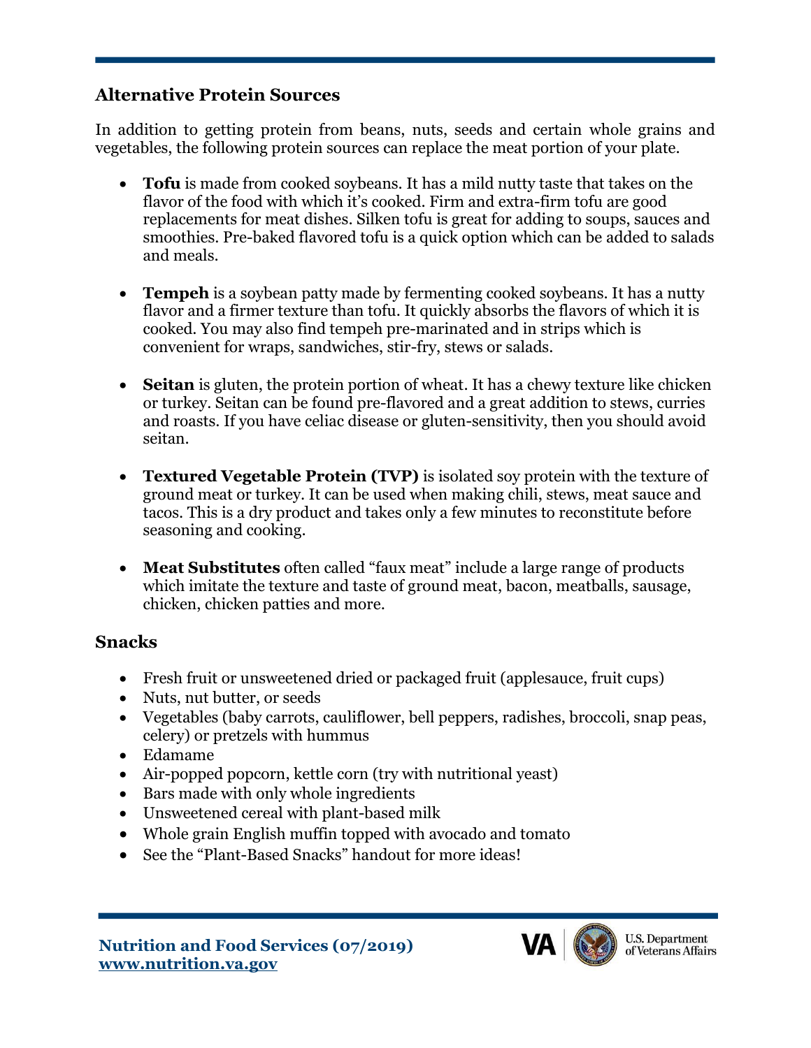## Alternative Protein Sources

In addition to getting protein from beans, nuts, seeds and certain whole grains and vegetables, the following protein sources can replace the meat portion of your plate.

- **Tofu** is made from cooked soybeans. It has a mild nutty taste that takes on the flavor of the food with which it's cooked. Firm and extra-firm tofu are good replacements for meat dishes. Silken tofu is great for adding to soups, sauces and smoothies. Pre-baked flavored tofu is a quick option which can be added to salads and meals.

- **Tempeh** is a soybean patty made by fermenting cooked soybeans. It has a nutty flavor and a firmer texture than tofu. It quickly absorbs the flavors of which it is cooked. You may also find tempeh pre-marinated and in strips which is convenient for wraps, sandwiches, stir-fry, stews or salads.

- **Seitan** is gluten, the protein portion of wheat. It has a chewy texture like chicken or turkey. Seitan can be found pre-flavored and a great addition to stews, curries and roasts. If you have celiac disease or gluten-sensitivity, then you should avoid seitan.

- **Textured Vegetable Protein (TVP)** is isolated soy protein with the texture of ground meat or turkey. It can be used when making chili, stews, meat sauce and tacos. This is a dry product and takes only a few minutes to reconstitute before seasoning and cooking.

- **Meat Substitutes** often called "faux meat" include a large range of products which imitate the texture and taste of ground meat, bacon, meatballs, sausage, chicken, chicken patties and more.

## Snacks

- Fresh fruit or unsweetened dried or packaged fruit (applesauce, fruit cups)
- Nuts, nut butter, or seeds
- Vegetables (baby carrots, cauliflower, bell peppers, radishes, broccoli, snap peas, celery) or pretzels with hummus
- Edamame
- Air-popped popcorn, kettle corn (try with nutritional yeast)
- Bars made with only whole ingredients
- Unsweetened cereal with plant-based milk
- Whole grain English muffin topped with avocado and tomato
- See the "Plant-Based Snacks" handout for more ideas!

**Nutrition and Food Services (07/2019)**
**www.nutrition.va.gov**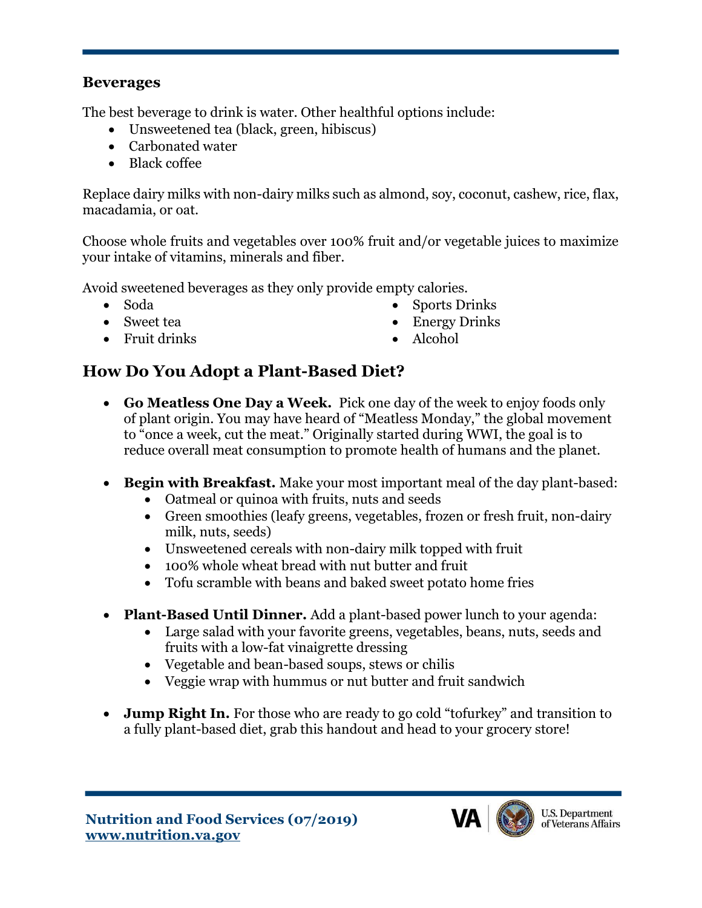### Beverages

The best beverage to drink is water. Other healthful options include:

- Unsweetened tea (black, green, hibiscus)
- Carbonated water
- Black coffee

Replace dairy milks with non-dairy milks such as almond, soy, coconut, cashew, rice, flax, macadamia, or oat.

Choose whole fruits and vegetables over 100% fruit and/or vegetable juices to maximize your intake of vitamins, minerals and fiber.

Avoid sweetened beverages as they only provide empty calories.

- Soda
- Sweet tea
- Fruit drinks
- Sports Drinks
- Energy Drinks
- Alcohol

## How Do You Adopt a Plant-Based Diet?

- **Go Meatless One Day a Week.** Pick one day of the week to enjoy foods only of plant origin. You may have heard of "Meatless Monday," the global movement to "once a week, cut the meat." Originally started during WWI, the goal is to reduce overall meat consumption to promote health of humans and the planet.

- **Begin with Breakfast.** Make your most important meal of the day plant-based:
    - Oatmeal or quinoa with fruits, nuts and seeds
    - Green smoothies (leafy greens, vegetables, frozen or fresh fruit, non-dairy milk, nuts, seeds)
    - Unsweetened cereals with non-dairy milk topped with fruit
    - 100% whole wheat bread with nut butter and fruit
    - Tofu scramble with beans and baked sweet potato home fries

- **Plant-Based Until Dinner.** Add a plant-based power lunch to your agenda:
    - Large salad with your favorite greens, vegetables, beans, nuts, seeds and fruits with a low-fat vinaigrette dressing
    - Vegetable and bean-based soups, stews or chilis
    - Veggie wrap with hummus or nut butter and fruit sandwich

- **Jump Right In.** For those who are ready to go cold "tofurkey" and transition to a fully plant-based diet, grab this handout and head to your grocery store!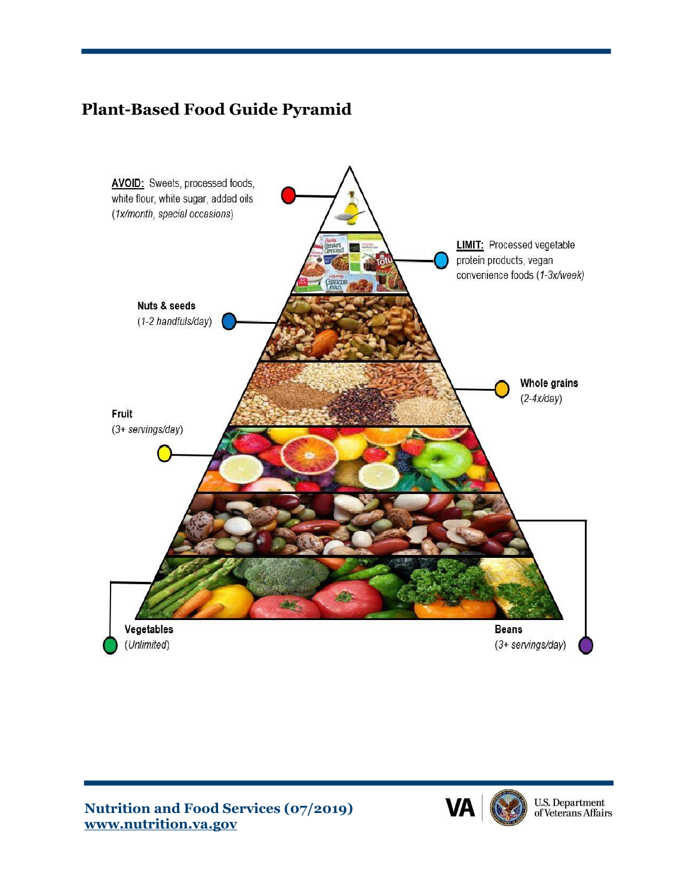## Plant-Based Food Guide Pyramid

**AVOID:** Sweets, processed foods, white flour, white sugar, added oils (*1x/month, special occasions*)

**LIMIT:** Processed vegetable protein products, vegan convenience foods (*1-3x/week*)

**Nuts & seeds** (*1-2 handfuls/day*)

**Whole grains** (*2-4x/day*)

**Fruit** (*3+ servings/day*)

**Vegetables** (*Unlimited*)

**Beans** (*3+ servings/day*)

**Nutrition and Food Services (07/2019)**
**www.nutrition.va.gov**

VA U.S. Department of Veterans Affairs